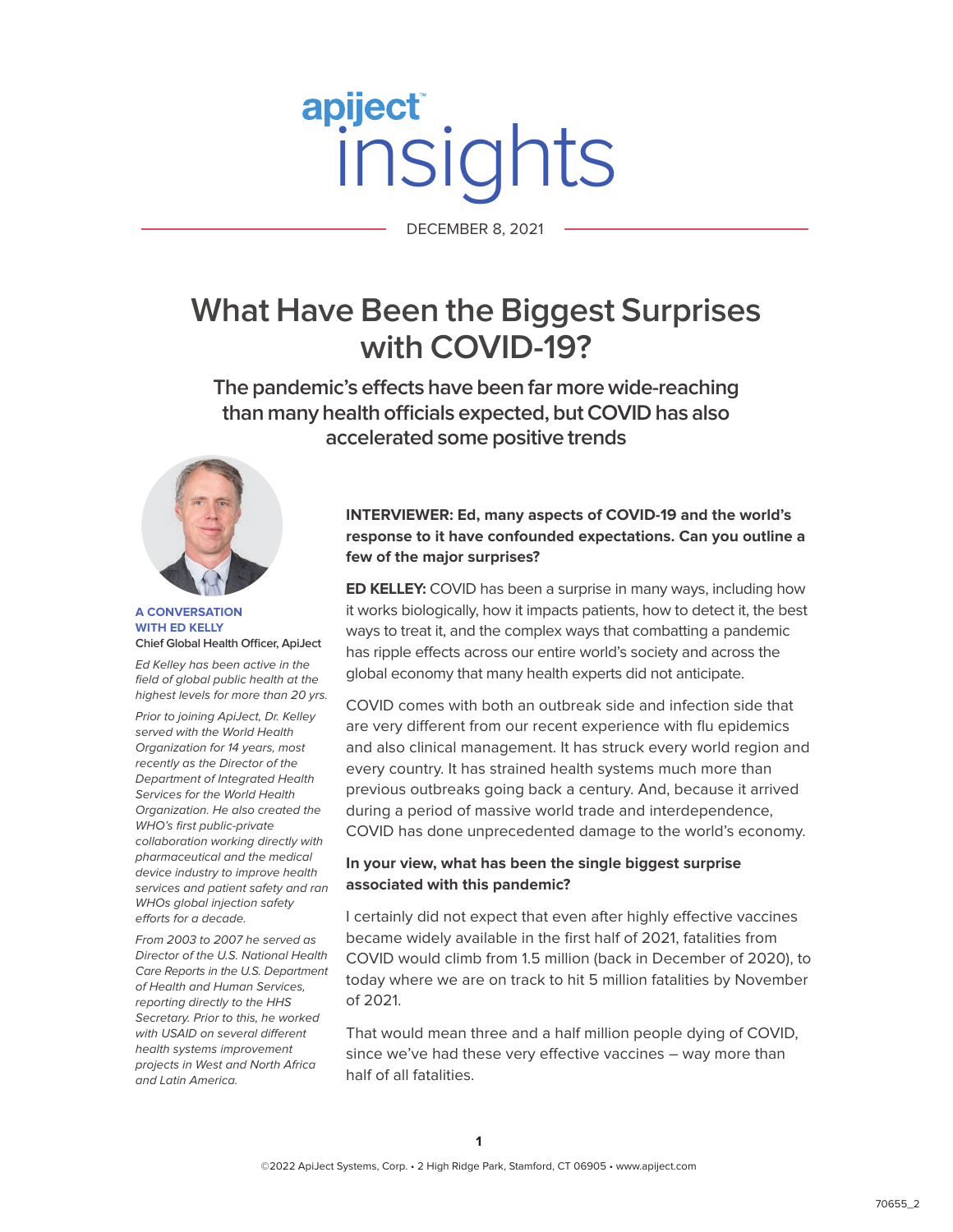apiject™ insights

DECEMBER 8, 2021

# What Have Been the Biggest Surprises with COVID-19?

## The pandemic's effects have been far more wide-reaching than many health officials expected, but COVID has also accelerated some positive trends

**A CONVERSATION WITH ED KELLY**
**Chief Global Health Officer, ApiJect**

*Ed Kelley has been active in the field of global public health at the highest levels for more than 20 yrs.*

*Prior to joining ApiJect, Dr. Kelley served with the World Health Organization for 14 years, most recently as the Director of the Department of Integrated Health Services for the World Health Organization. He also created the WHO's first public-private collaboration working directly with pharmaceutical and the medical device industry to improve health services and patient safety and ran WHOs global injection safety efforts for a decade.*

*From 2003 to 2007 he served as Director of the U.S. National Health Care Reports in the U.S. Department of Health and Human Services, reporting directly to the HHS Secretary. Prior to this, he worked with USAID on several different health systems improvement projects in West and North Africa and Latin America.*

**INTERVIEWER: Ed, many aspects of COVID-19 and the world's response to it have confounded expectations. Can you outline a few of the major surprises?**

**ED KELLEY:** COVID has been a surprise in many ways, including how it works biologically, how it impacts patients, how to detect it, the best ways to treat it, and the complex ways that combatting a pandemic has ripple effects across our entire world's society and across the global economy that many health experts did not anticipate.

COVID comes with both an outbreak side and infection side that are very different from our recent experience with flu epidemics and also clinical management. It has struck every world region and every country. It has strained health systems much more than previous outbreaks going back a century. And, because it arrived during a period of massive world trade and interdependence, COVID has done unprecedented damage to the world's economy.

**In your view, what has been the single biggest surprise associated with this pandemic?**

I certainly did not expect that even after highly effective vaccines became widely available in the first half of 2021, fatalities from COVID would climb from 1.5 million (back in December of 2020), to today where we are on track to hit 5 million fatalities by November of 2021.

That would mean three and a half million people dying of COVID, since we've had these very effective vaccines – way more than half of all fatalities.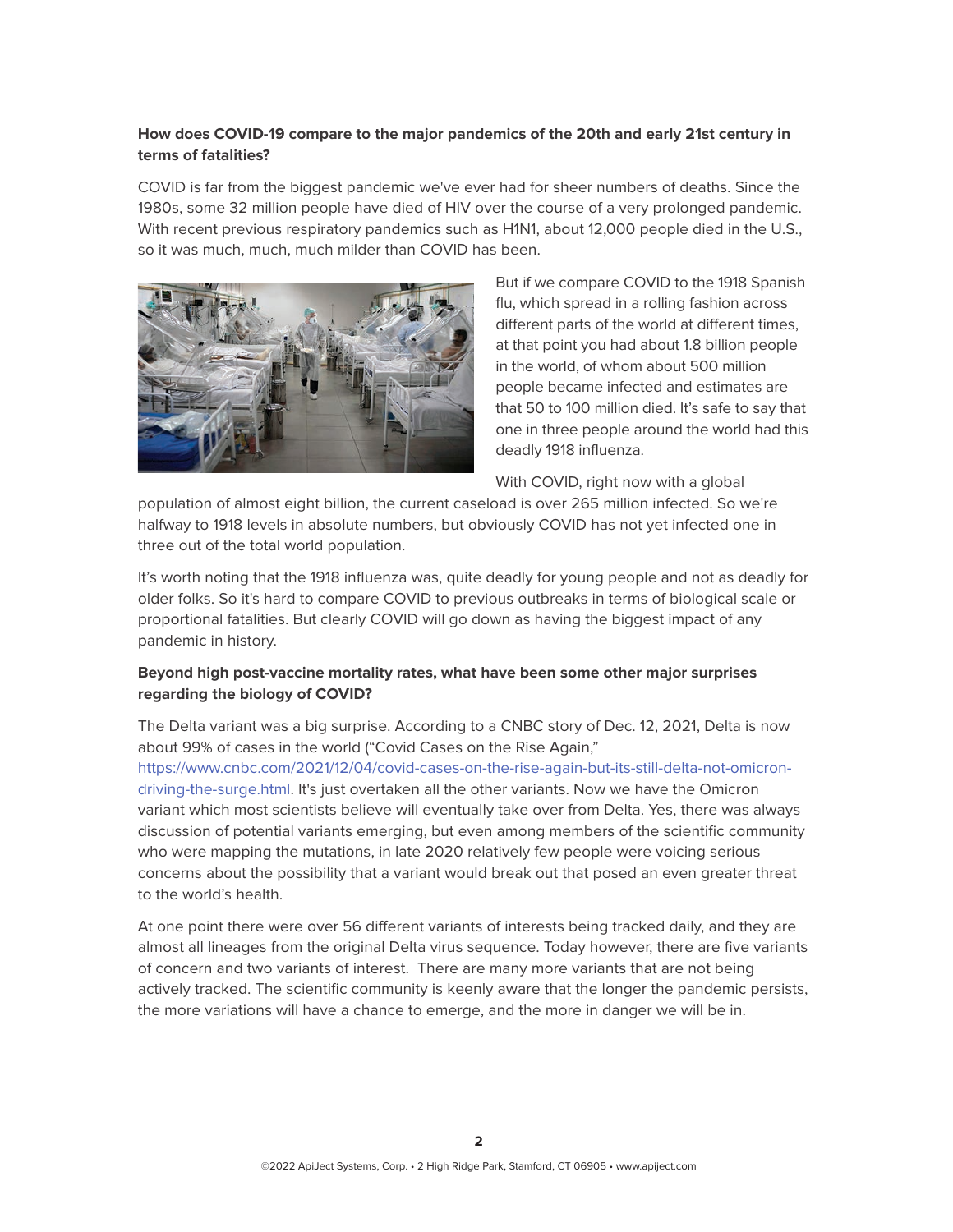**How does COVID-19 compare to the major pandemics of the 20th and early 21st century in terms of fatalities?**

COVID is far from the biggest pandemic we've ever had for sheer numbers of deaths. Since the 1980s, some 32 million people have died of HIV over the course of a very prolonged pandemic. With recent previous respiratory pandemics such as H1N1, about 12,000 people died in the U.S., so it was much, much, much milder than COVID has been.

But if we compare COVID to the 1918 Spanish flu, which spread in a rolling fashion across different parts of the world at different times, at that point you had about 1.8 billion people in the world, of whom about 500 million people became infected and estimates are that 50 to 100 million died. It's safe to say that one in three people around the world had this deadly 1918 influenza.

With COVID, right now with a global population of almost eight billion, the current caseload is over 265 million infected. So we're halfway to 1918 levels in absolute numbers, but obviously COVID has not yet infected one in three out of the total world population.

It's worth noting that the 1918 influenza was, quite deadly for young people and not as deadly for older folks. So it's hard to compare COVID to previous outbreaks in terms of biological scale or proportional fatalities. But clearly COVID will go down as having the biggest impact of any pandemic in history.

**Beyond high post-vaccine mortality rates, what have been some other major surprises regarding the biology of COVID?**

The Delta variant was a big surprise. According to a CNBC story of Dec. 12, 2021, Delta is now about 99% of cases in the world ("Covid Cases on the Rise Again," https://www.cnbc.com/2021/12/04/covid-cases-on-the-rise-again-but-its-still-delta-not-omicron-driving-the-surge.html. It's just overtaken all the other variants. Now we have the Omicron variant which most scientists believe will eventually take over from Delta. Yes, there was always discussion of potential variants emerging, but even among members of the scientific community who were mapping the mutations, in late 2020 relatively few people were voicing serious concerns about the possibility that a variant would break out that posed an even greater threat to the world's health.

At one point there were over 56 different variants of interests being tracked daily, and they are almost all lineages from the original Delta virus sequence. Today however, there are five variants of concern and two variants of interest. There are many more variants that are not being actively tracked. The scientific community is keenly aware that the longer the pandemic persists, the more variations will have a chance to emerge, and the more in danger we will be in.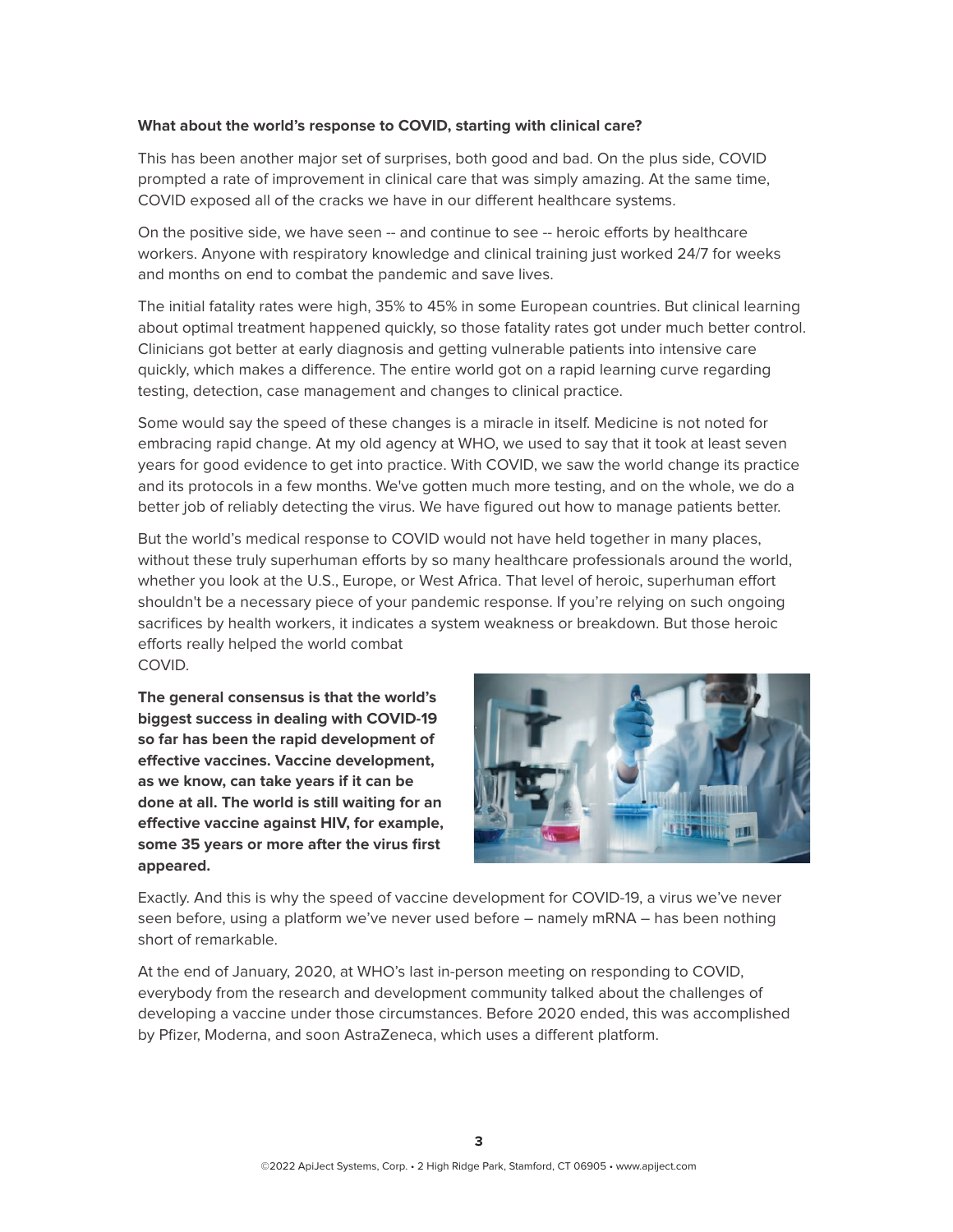**What about the world's response to COVID, starting with clinical care?**

This has been another major set of surprises, both good and bad. On the plus side, COVID prompted a rate of improvement in clinical care that was simply amazing. At the same time, COVID exposed all of the cracks we have in our different healthcare systems.

On the positive side, we have seen -- and continue to see -- heroic efforts by healthcare workers. Anyone with respiratory knowledge and clinical training just worked 24/7 for weeks and months on end to combat the pandemic and save lives.

The initial fatality rates were high, 35% to 45% in some European countries. But clinical learning about optimal treatment happened quickly, so those fatality rates got under much better control. Clinicians got better at early diagnosis and getting vulnerable patients into intensive care quickly, which makes a difference. The entire world got on a rapid learning curve regarding testing, detection, case management and changes to clinical practice.

Some would say the speed of these changes is a miracle in itself. Medicine is not noted for embracing rapid change. At my old agency at WHO, we used to say that it took at least seven years for good evidence to get into practice. With COVID, we saw the world change its practice and its protocols in a few months. We've gotten much more testing, and on the whole, we do a better job of reliably detecting the virus. We have figured out how to manage patients better.

But the world's medical response to COVID would not have held together in many places, without these truly superhuman efforts by so many healthcare professionals around the world, whether you look at the U.S., Europe, or West Africa. That level of heroic, superhuman effort shouldn't be a necessary piece of your pandemic response. If you're relying on such ongoing sacrifices by health workers, it indicates a system weakness or breakdown. But those heroic efforts really helped the world combat COVID.

**The general consensus is that the world's biggest success in dealing with COVID-19 so far has been the rapid development of effective vaccines. Vaccine development, as we know, can take years if it can be done at all. The world is still waiting for an effective vaccine against HIV, for example, some 35 years or more after the virus first appeared.**

Exactly. And this is why the speed of vaccine development for COVID-19, a virus we've never seen before, using a platform we've never used before – namely mRNA – has been nothing short of remarkable.

At the end of January, 2020, at WHO's last in-person meeting on responding to COVID, everybody from the research and development community talked about the challenges of developing a vaccine under those circumstances. Before 2020 ended, this was accomplished by Pfizer, Moderna, and soon AstraZeneca, which uses a different platform.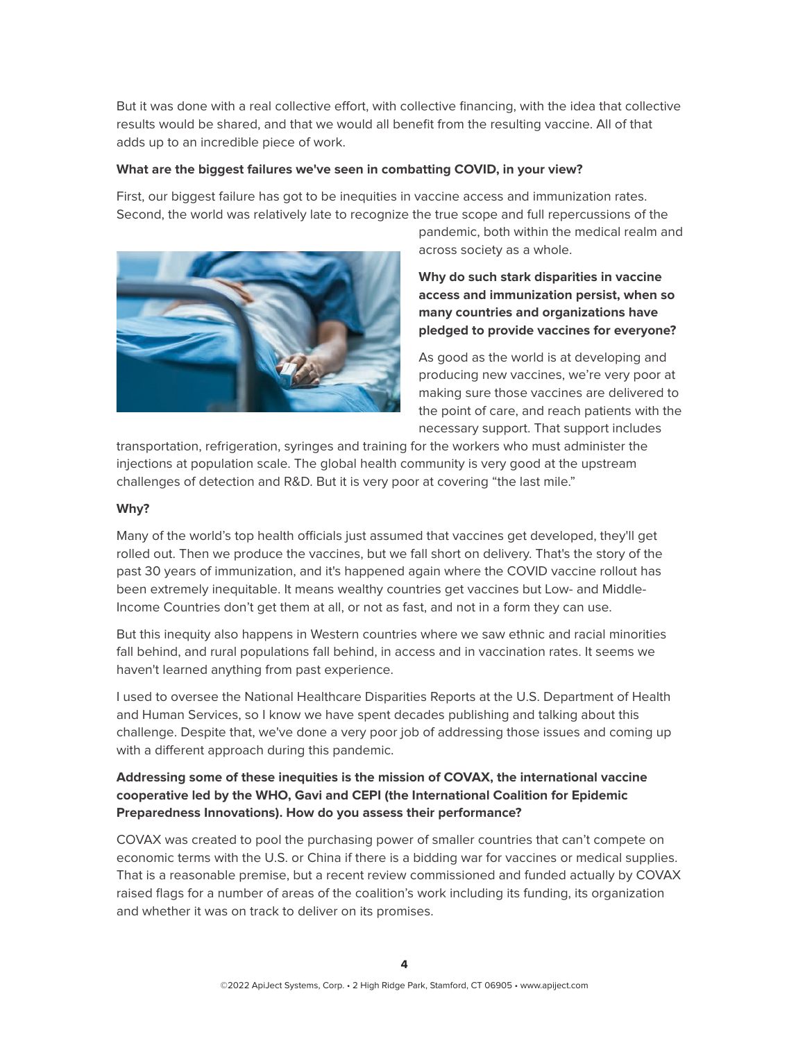But it was done with a real collective effort, with collective financing, with the idea that collective results would be shared, and that we would all benefit from the resulting vaccine. All of that adds up to an incredible piece of work.

**What are the biggest failures we've seen in combatting COVID, in your view?**

First, our biggest failure has got to be inequities in vaccine access and immunization rates. Second, the world was relatively late to recognize the true scope and full repercussions of the pandemic, both within the medical realm and across society as a whole.

**Why do such stark disparities in vaccine access and immunization persist, when so many countries and organizations have pledged to provide vaccines for everyone?**

As good as the world is at developing and producing new vaccines, we're very poor at making sure those vaccines are delivered to the point of care, and reach patients with the necessary support. That support includes transportation, refrigeration, syringes and training for the workers who must administer the injections at population scale. The global health community is very good at the upstream challenges of detection and R&D. But it is very poor at covering "the last mile."

**Why?**

Many of the world's top health officials just assumed that vaccines get developed, they'll get rolled out. Then we produce the vaccines, but we fall short on delivery. That's the story of the past 30 years of immunization, and it's happened again where the COVID vaccine rollout has been extremely inequitable. It means wealthy countries get vaccines but Low- and Middle-Income Countries don't get them at all, or not as fast, and not in a form they can use.

But this inequity also happens in Western countries where we saw ethnic and racial minorities fall behind, and rural populations fall behind, in access and in vaccination rates. It seems we haven't learned anything from past experience.

I used to oversee the National Healthcare Disparities Reports at the U.S. Department of Health and Human Services, so I know we have spent decades publishing and talking about this challenge. Despite that, we've done a very poor job of addressing those issues and coming up with a different approach during this pandemic.

**Addressing some of these inequities is the mission of COVAX, the international vaccine cooperative led by the WHO, Gavi and CEPI (the International Coalition for Epidemic Preparedness Innovations). How do you assess their performance?**

COVAX was created to pool the purchasing power of smaller countries that can't compete on economic terms with the U.S. or China if there is a bidding war for vaccines or medical supplies. That is a reasonable premise, but a recent review commissioned and funded actually by COVAX raised flags for a number of areas of the coalition's work including its funding, its organization and whether it was on track to deliver on its promises.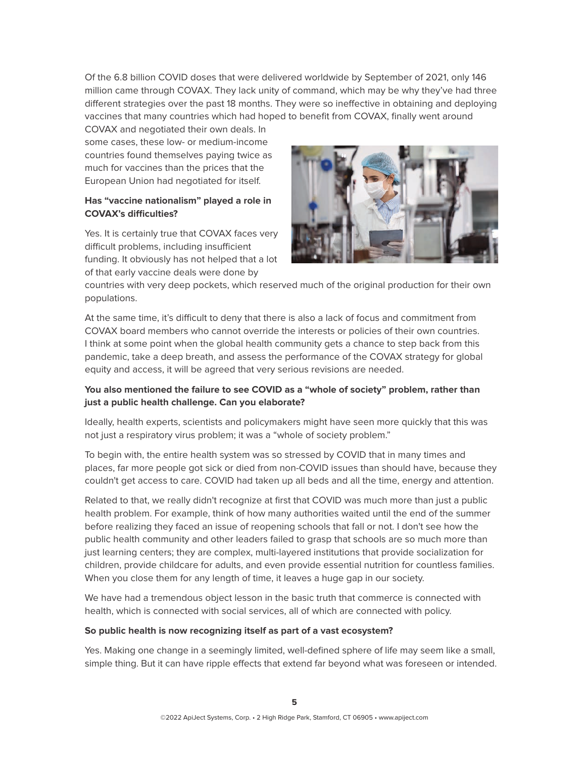Of the 6.8 billion COVID doses that were delivered worldwide by September of 2021, only 146 million came through COVAX. They lack unity of command, which may be why they've had three different strategies over the past 18 months. They were so ineffective in obtaining and deploying vaccines that many countries which had hoped to benefit from COVAX, finally went around COVAX and negotiated their own deals. In some cases, these low- or medium-income countries found themselves paying twice as much for vaccines than the prices that the European Union had negotiated for itself.

**Has "vaccine nationalism" played a role in COVAX's difficulties?**

Yes. It is certainly true that COVAX faces very difficult problems, including insufficient funding. It obviously has not helped that a lot of that early vaccine deals were done by countries with very deep pockets, which reserved much of the original production for their own populations.

At the same time, it's difficult to deny that there is also a lack of focus and commitment from COVAX board members who cannot override the interests or policies of their own countries. I think at some point when the global health community gets a chance to step back from this pandemic, take a deep breath, and assess the performance of the COVAX strategy for global equity and access, it will be agreed that very serious revisions are needed.

**You also mentioned the failure to see COVID as a "whole of society" problem, rather than just a public health challenge. Can you elaborate?**

Ideally, health experts, scientists and policymakers might have seen more quickly that this was not just a respiratory virus problem; it was a "whole of society problem."

To begin with, the entire health system was so stressed by COVID that in many times and places, far more people got sick or died from non-COVID issues than should have, because they couldn't get access to care. COVID had taken up all beds and all the time, energy and attention.

Related to that, we really didn't recognize at first that COVID was much more than just a public health problem. For example, think of how many authorities waited until the end of the summer before realizing they faced an issue of reopening schools that fall or not. I don't see how the public health community and other leaders failed to grasp that schools are so much more than just learning centers; they are complex, multi-layered institutions that provide socialization for children, provide childcare for adults, and even provide essential nutrition for countless families. When you close them for any length of time, it leaves a huge gap in our society.

We have had a tremendous object lesson in the basic truth that commerce is connected with health, which is connected with social services, all of which are connected with policy.

**So public health is now recognizing itself as part of a vast ecosystem?**

Yes. Making one change in a seemingly limited, well-defined sphere of life may seem like a small, simple thing. But it can have ripple effects that extend far beyond what was foreseen or intended.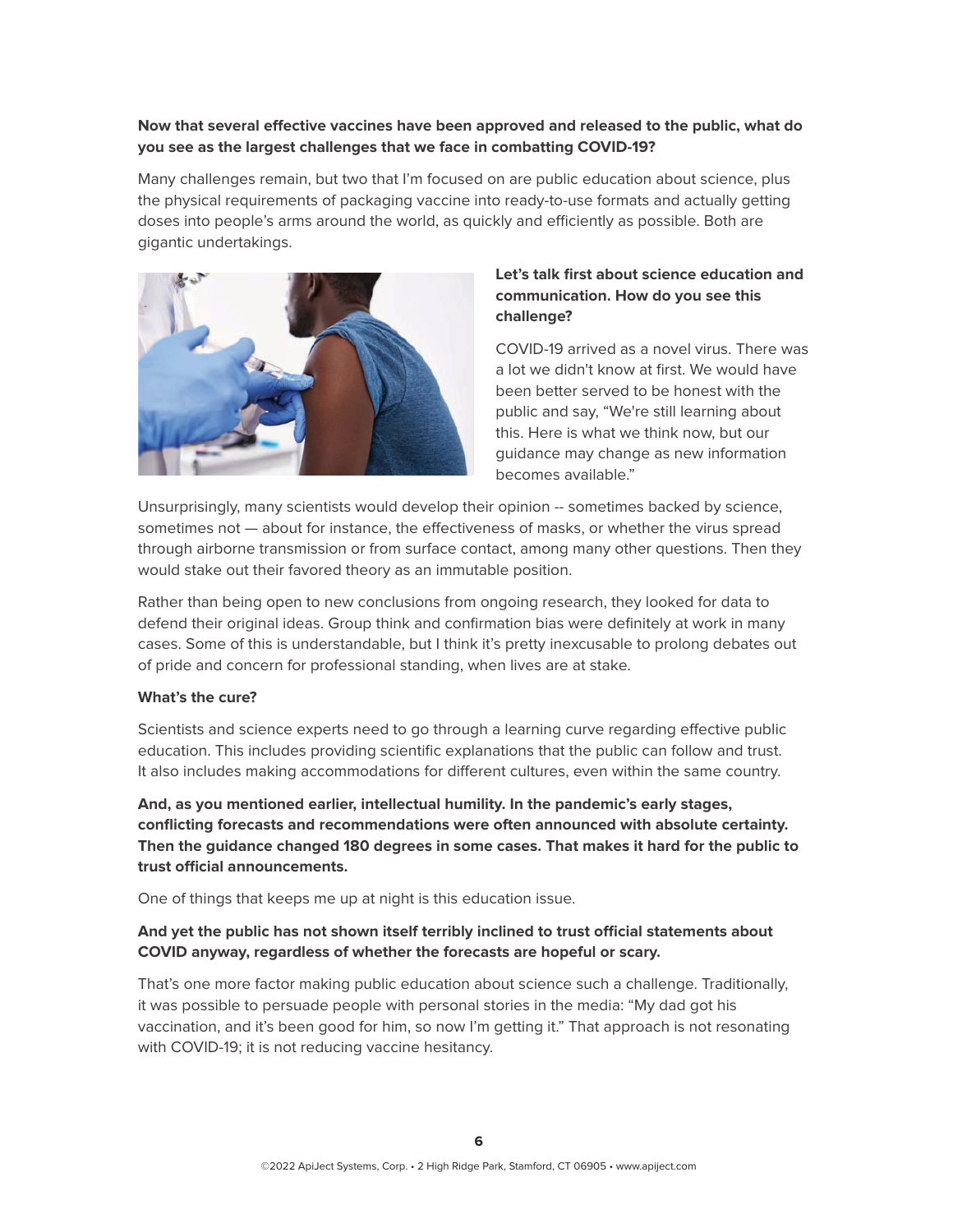**Now that several effective vaccines have been approved and released to the public, what do you see as the largest challenges that we face in combatting COVID-19?**

Many challenges remain, but two that I'm focused on are public education about science, plus the physical requirements of packaging vaccine into ready-to-use formats and actually getting doses into people's arms around the world, as quickly and efficiently as possible. Both are gigantic undertakings.

**Let's talk first about science education and communication. How do you see this challenge?**

COVID-19 arrived as a novel virus. There was a lot we didn't know at first. We would have been better served to be honest with the public and say, "We're still learning about this. Here is what we think now, but our guidance may change as new information becomes available."

Unsurprisingly, many scientists would develop their opinion -- sometimes backed by science, sometimes not — about for instance, the effectiveness of masks, or whether the virus spread through airborne transmission or from surface contact, among many other questions. Then they would stake out their favored theory as an immutable position.

Rather than being open to new conclusions from ongoing research, they looked for data to defend their original ideas. Group think and confirmation bias were definitely at work in many cases. Some of this is understandable, but I think it's pretty inexcusable to prolong debates out of pride and concern for professional standing, when lives are at stake.

**What's the cure?**

Scientists and science experts need to go through a learning curve regarding effective public education. This includes providing scientific explanations that the public can follow and trust. It also includes making accommodations for different cultures, even within the same country.

**And, as you mentioned earlier, intellectual humility. In the pandemic's early stages, conflicting forecasts and recommendations were often announced with absolute certainty. Then the guidance changed 180 degrees in some cases. That makes it hard for the public to trust official announcements.**

One of things that keeps me up at night is this education issue.

**And yet the public has not shown itself terribly inclined to trust official statements about COVID anyway, regardless of whether the forecasts are hopeful or scary.**

That's one more factor making public education about science such a challenge. Traditionally, it was possible to persuade people with personal stories in the media: "My dad got his vaccination, and it's been good for him, so now I'm getting it." That approach is not resonating with COVID-19; it is not reducing vaccine hesitancy.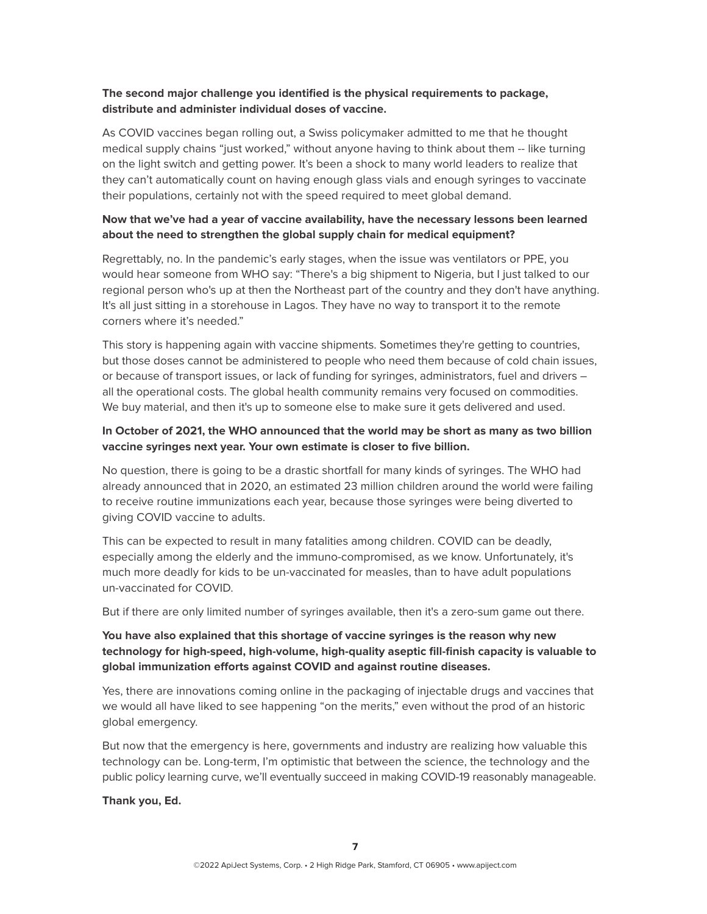**The second major challenge you identified is the physical requirements to package, distribute and administer individual doses of vaccine.**

As COVID vaccines began rolling out, a Swiss policymaker admitted to me that he thought medical supply chains "just worked," without anyone having to think about them -- like turning on the light switch and getting power. It's been a shock to many world leaders to realize that they can't automatically count on having enough glass vials and enough syringes to vaccinate their populations, certainly not with the speed required to meet global demand.

**Now that we've had a year of vaccine availability, have the necessary lessons been learned about the need to strengthen the global supply chain for medical equipment?**

Regrettably, no. In the pandemic's early stages, when the issue was ventilators or PPE, you would hear someone from WHO say: "There's a big shipment to Nigeria, but I just talked to our regional person who's up at then the Northeast part of the country and they don't have anything. It's all just sitting in a storehouse in Lagos. They have no way to transport it to the remote corners where it's needed."

This story is happening again with vaccine shipments. Sometimes they're getting to countries, but those doses cannot be administered to people who need them because of cold chain issues, or because of transport issues, or lack of funding for syringes, administrators, fuel and drivers – all the operational costs. The global health community remains very focused on commodities. We buy material, and then it's up to someone else to make sure it gets delivered and used.

**In October of 2021, the WHO announced that the world may be short as many as two billion vaccine syringes next year. Your own estimate is closer to five billion.**

No question, there is going to be a drastic shortfall for many kinds of syringes. The WHO had already announced that in 2020, an estimated 23 million children around the world were failing to receive routine immunizations each year, because those syringes were being diverted to giving COVID vaccine to adults.

This can be expected to result in many fatalities among children. COVID can be deadly, especially among the elderly and the immuno-compromised, as we know. Unfortunately, it's much more deadly for kids to be un-vaccinated for measles, than to have adult populations un-vaccinated for COVID.

But if there are only limited number of syringes available, then it's a zero-sum game out there.

**You have also explained that this shortage of vaccine syringes is the reason why new technology for high-speed, high-volume, high-quality aseptic fill-finish capacity is valuable to global immunization efforts against COVID and against routine diseases.**

Yes, there are innovations coming online in the packaging of injectable drugs and vaccines that we would all have liked to see happening "on the merits," even without the prod of an historic global emergency.

But now that the emergency is here, governments and industry are realizing how valuable this technology can be. Long-term, I'm optimistic that between the science, the technology and the public policy learning curve, we'll eventually succeed in making COVID-19 reasonably manageable.

**Thank you, Ed.**